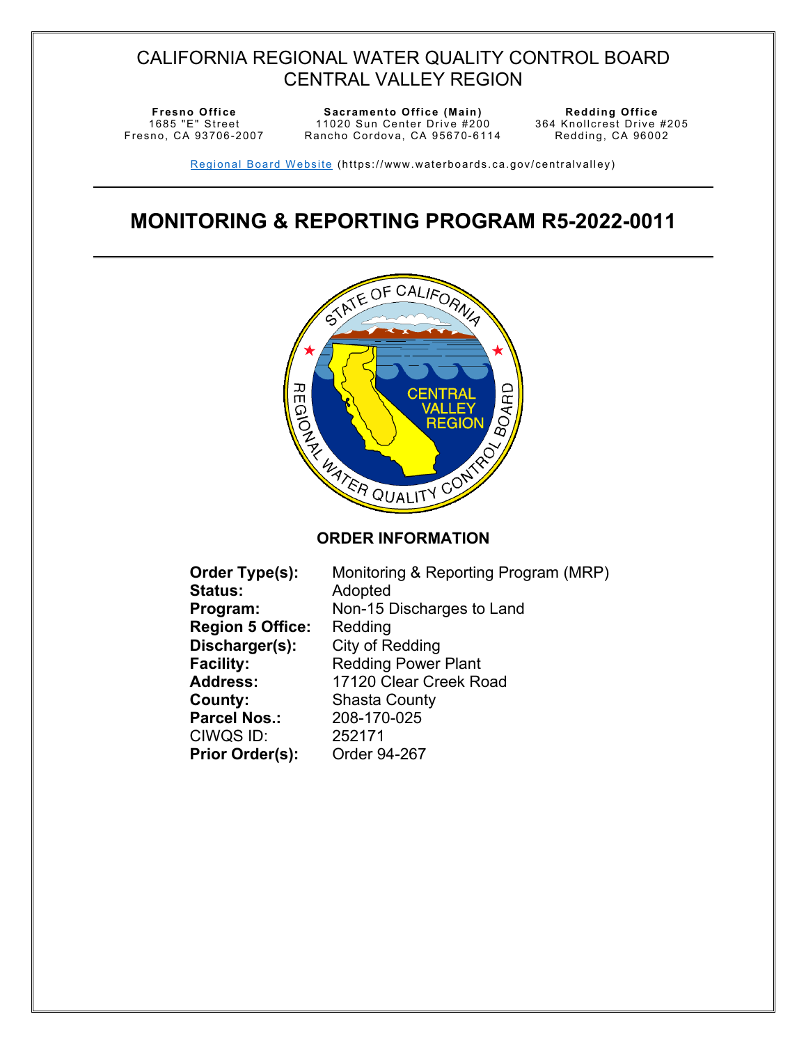# CALIFORNIA REGIONAL WATER QUALITY CONTROL BOARD CENTRAL VALLEY REGION

| Fresno Office | Sacramento Office (Main) | Redding Office |
|---|---|---|
| 1685 "E" Street | 11020 Sun Center Drive #200 | 364 Knollcrest Drive #205 |
| Fresno, CA 93706-2007 | Rancho Cordova, CA 95670-6114 | Redding, CA 96002 |

Regional Board Website (https://www.waterboards.ca.gov/centralvalley)

# MONITORING & REPORTING PROGRAM R5-2022-0011

## ORDER INFORMATION

**Order Type(s):** Monitoring & Reporting Program (MRP)
**Status:** Adopted
**Program:** Non-15 Discharges to Land
**Region 5 Office:** Redding
**Discharger(s):** City of Redding
**Facility:** Redding Power Plant
**Address:** 17120 Clear Creek Road
**County:** Shasta County
**Parcel Nos.:** 208-170-025
CIWQS ID: 252171
**Prior Order(s):** Order 94-267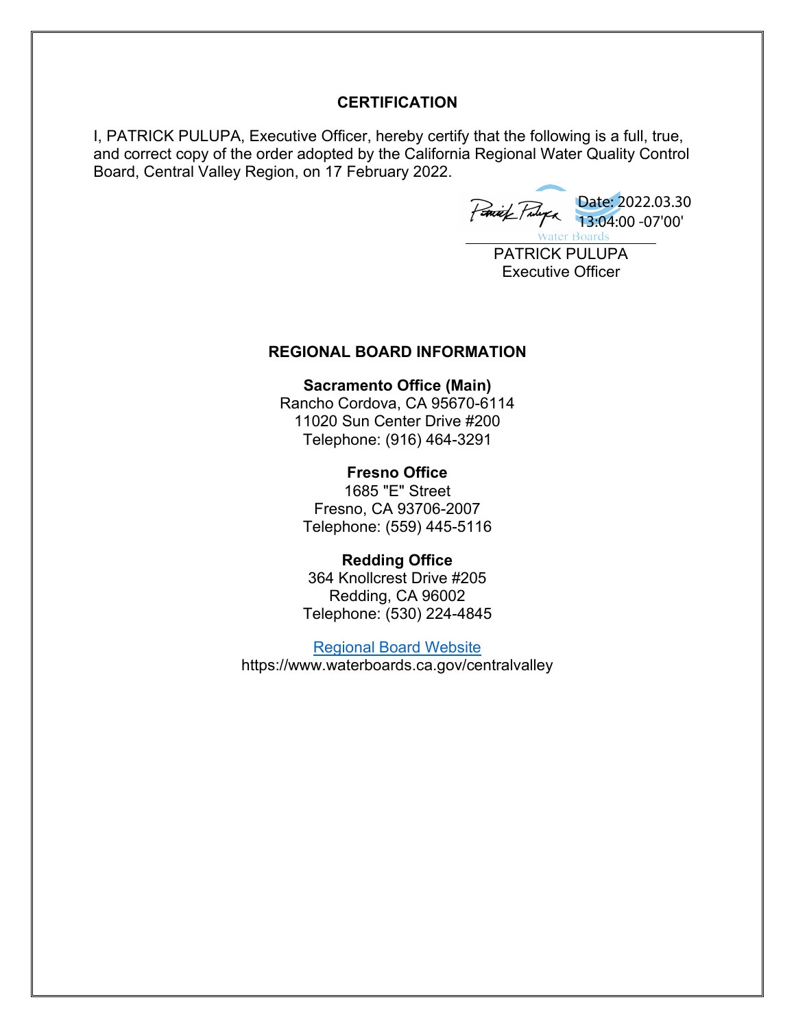## CERTIFICATION

I, PATRICK PULUPA, Executive Officer, hereby certify that the following is a full, true, and correct copy of the order adopted by the California Regional Water Quality Control Board, Central Valley Region, on 17 February 2022.

Date: 2022.03.30 13:04:00 -07'00'

PATRICK PULUPA
Executive Officer

## REGIONAL BOARD INFORMATION

**Sacramento Office (Main)**
Rancho Cordova, CA 95670-6114
11020 Sun Center Drive #200
Telephone: (916) 464-3291

**Fresno Office**
1685 "E" Street
Fresno, CA 93706-2007
Telephone: (559) 445-5116

**Redding Office**
364 Knollcrest Drive #205
Redding, CA 96002
Telephone: (530) 224-4845

[Regional Board Website](https://www.waterboards.ca.gov/centralvalley)
https://www.waterboards.ca.gov/centralvalley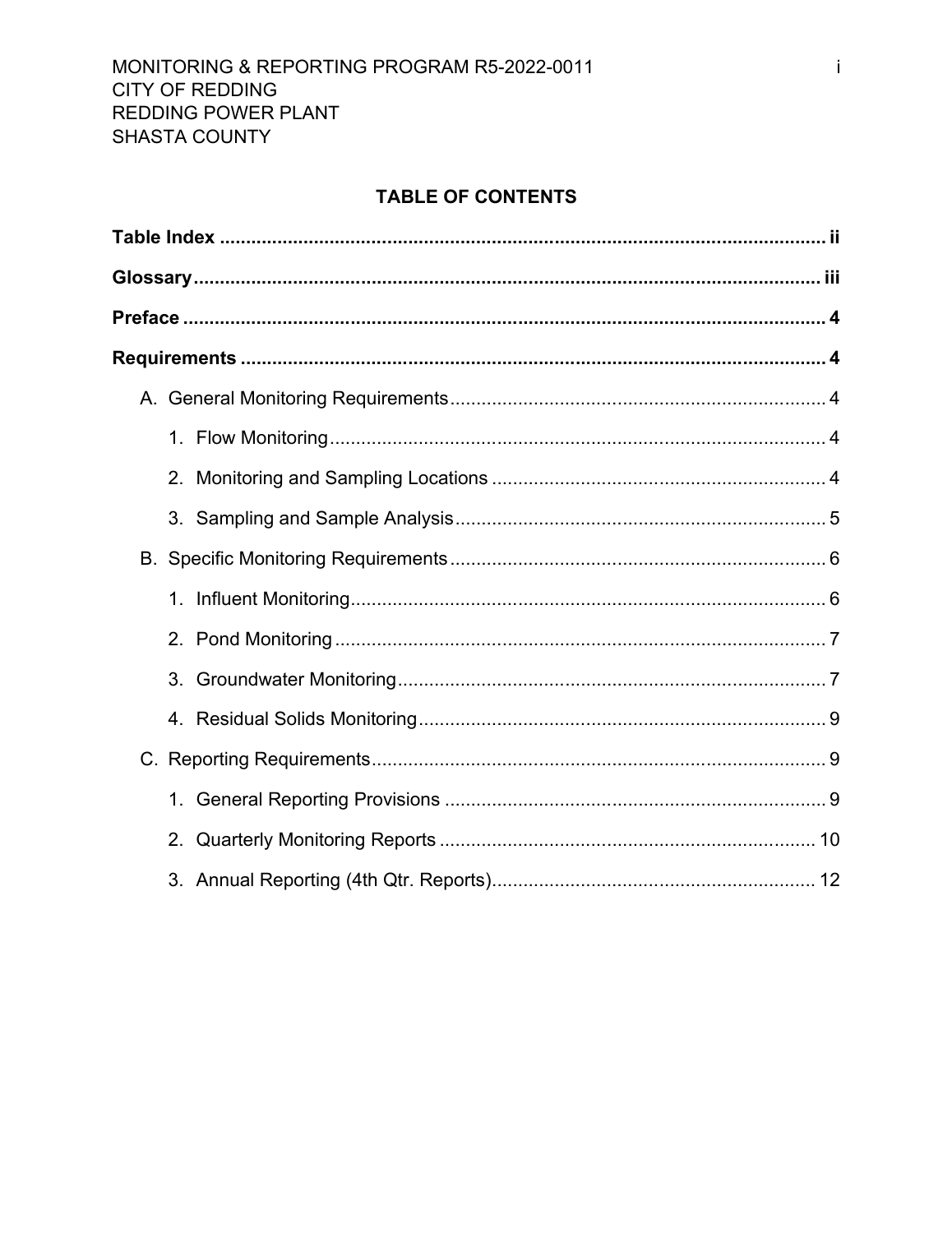## TABLE OF CONTENTS

**Table Index** ..................... ii

**Glossary** ..................... iii

**Preface** ..................... 4

**Requirements** ..................... 4

- A. General Monitoring Requirements ..................... 4
  1. Flow Monitoring ..................... 4
  2. Monitoring and Sampling Locations ..................... 4
  3. Sampling and Sample Analysis ..................... 5
- B. Specific Monitoring Requirements ..................... 6
  1. Influent Monitoring ..................... 6
  2. Pond Monitoring ..................... 7
  3. Groundwater Monitoring ..................... 7
  4. Residual Solids Monitoring ..................... 9
- C. Reporting Requirements ..................... 9
  1. General Reporting Provisions ..................... 9
  2. Quarterly Monitoring Reports ..................... 10
  3. Annual Reporting (4th Qtr. Reports) ..................... 12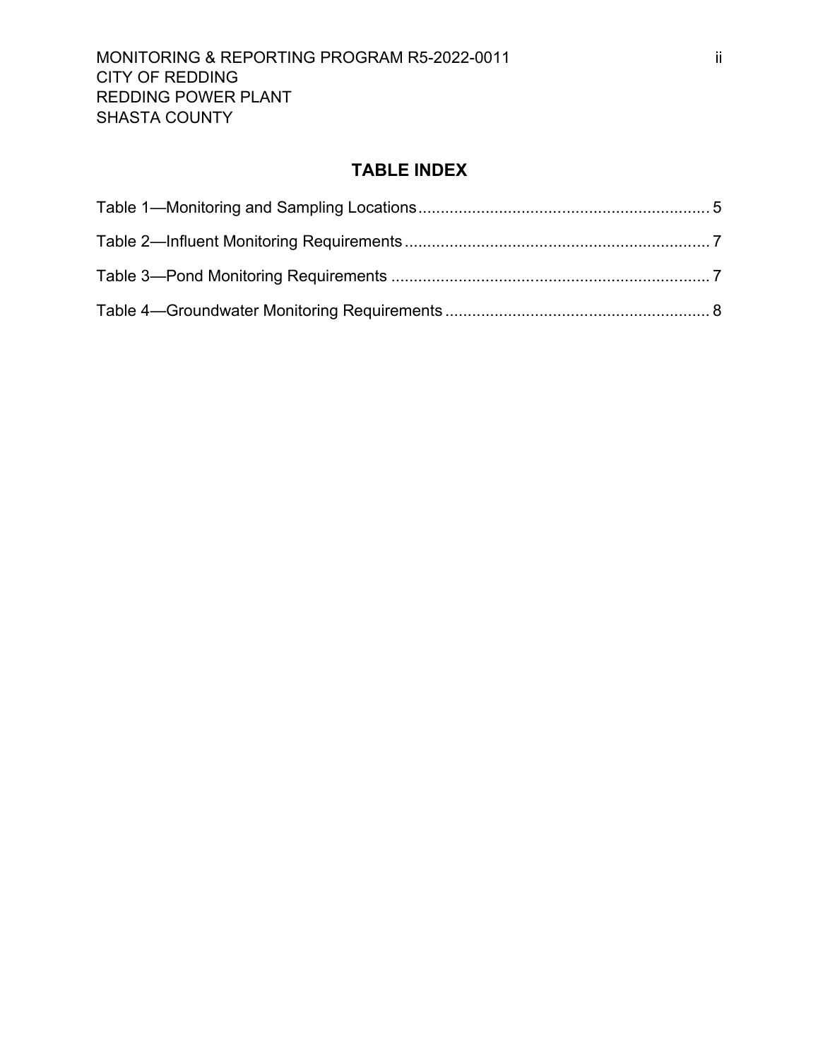## TABLE INDEX

Table 1—Monitoring and Sampling Locations ........................................................................ 5

Table 2—Influent Monitoring Requirements .......................................................................... 7

Table 3—Pond Monitoring Requirements ............................................................................. 7

Table 4—Groundwater Monitoring Requirements ................................................................. 8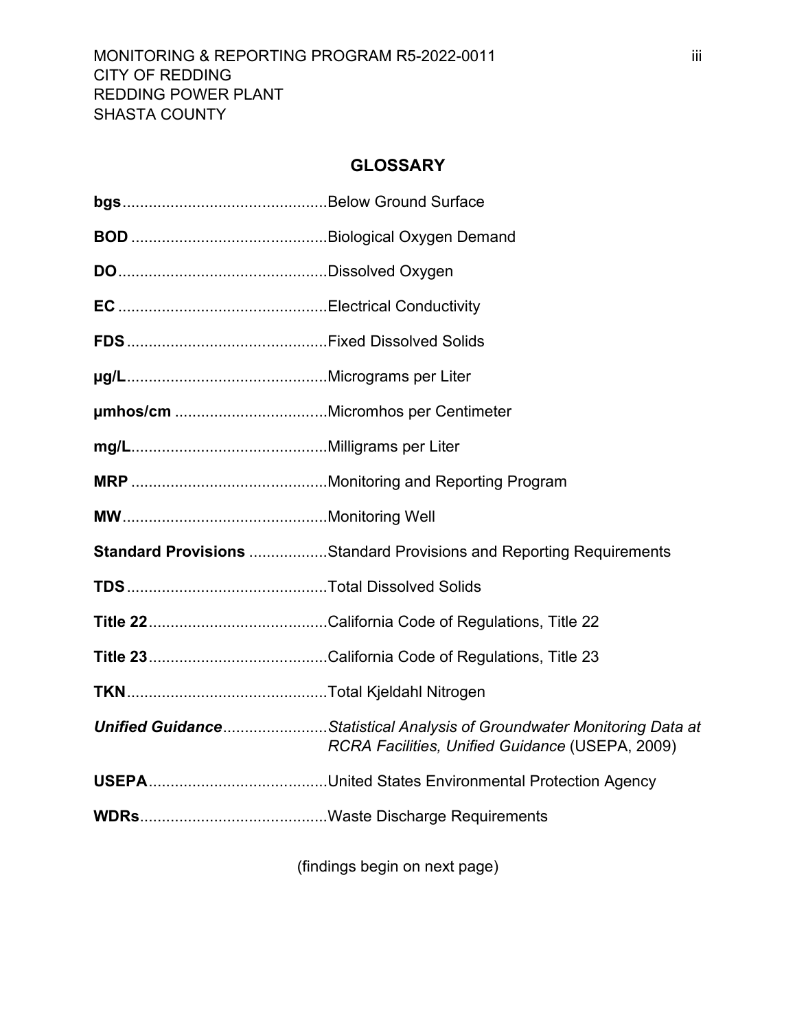## GLOSSARY

**bgs**..............................................Below Ground Surface

**BOD** ............................................Biological Oxygen Demand

**DO**...............................................Dissolved Oxygen

**EC** ...............................................Electrical Conductivity

**FDS** .............................................Fixed Dissolved Solids

**µg/L**.............................................Micrograms per Liter

**µmhos/cm** ..................................Micromhos per Centimeter

**mg/L**.............................................Milligrams per Liter

**MRP** ............................................Monitoring and Reporting Program

**MW**..............................................Monitoring Well

**Standard Provisions** ..................Standard Provisions and Reporting Requirements

**TDS** .............................................Total Dissolved Solids

**Title 22**.........................................California Code of Regulations, Title 22

**Title 23**.........................................California Code of Regulations, Title 23

**TKN**..............................................Total Kjeldahl Nitrogen

***Unified Guidance***........................*Statistical Analysis of Groundwater Monitoring Data at RCRA Facilities, Unified Guidance* (USEPA, 2009)

**USEPA**.........................................United States Environmental Protection Agency

**WDRs**...........................................Waste Discharge Requirements

(findings begin on next page)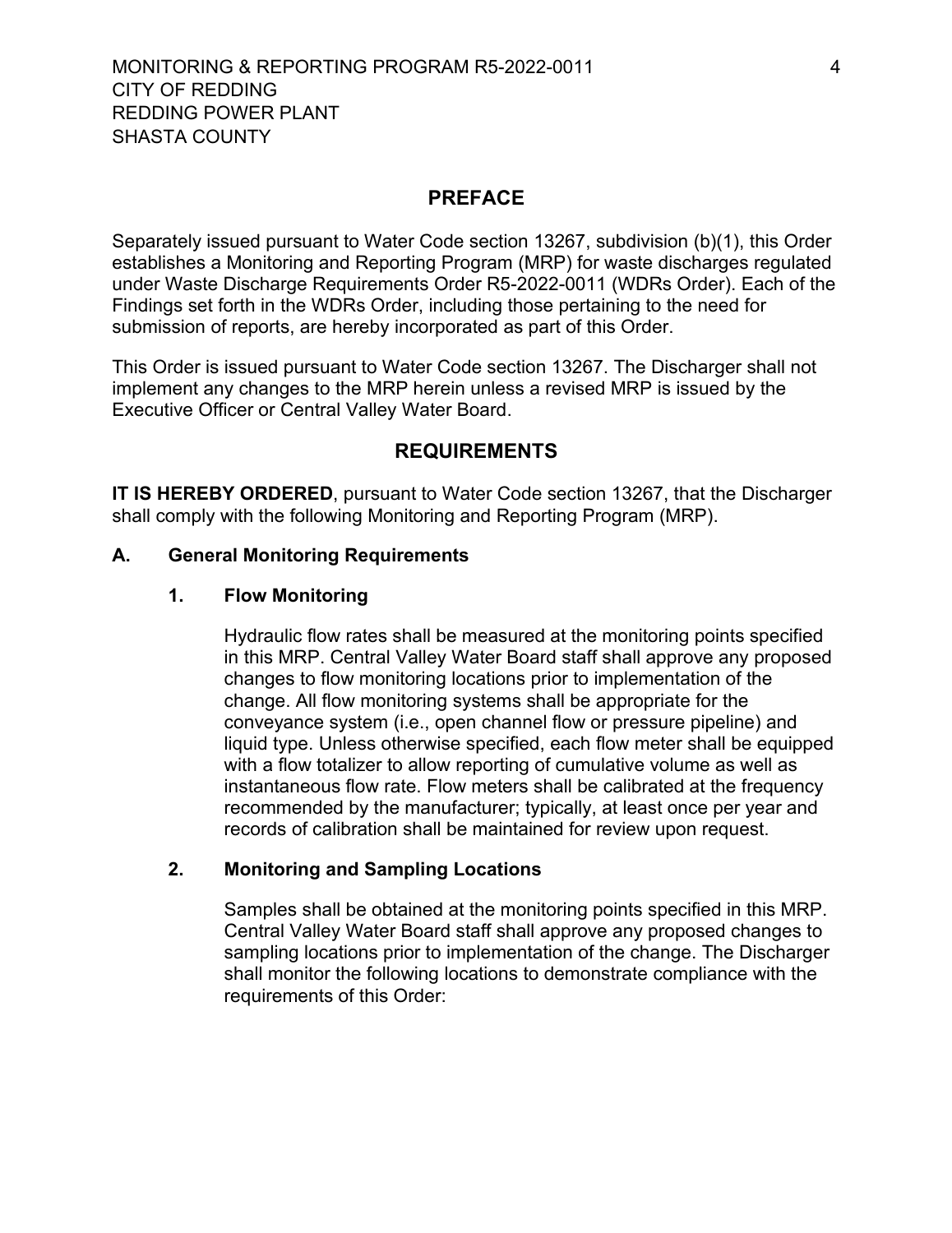## PREFACE

Separately issued pursuant to Water Code section 13267, subdivision (b)(1), this Order establishes a Monitoring and Reporting Program (MRP) for waste discharges regulated under Waste Discharge Requirements Order R5-2022-0011 (WDRs Order). Each of the Findings set forth in the WDRs Order, including those pertaining to the need for submission of reports, are hereby incorporated as part of this Order.

This Order is issued pursuant to Water Code section 13267. The Discharger shall not implement any changes to the MRP herein unless a revised MRP is issued by the Executive Officer or Central Valley Water Board.

## REQUIREMENTS

**IT IS HEREBY ORDERED**, pursuant to Water Code section 13267, that the Discharger shall comply with the following Monitoring and Reporting Program (MRP).

### A. General Monitoring Requirements

#### 1. Flow Monitoring

Hydraulic flow rates shall be measured at the monitoring points specified in this MRP. Central Valley Water Board staff shall approve any proposed changes to flow monitoring locations prior to implementation of the change. All flow monitoring systems shall be appropriate for the conveyance system (i.e., open channel flow or pressure pipeline) and liquid type. Unless otherwise specified, each flow meter shall be equipped with a flow totalizer to allow reporting of cumulative volume as well as instantaneous flow rate. Flow meters shall be calibrated at the frequency recommended by the manufacturer; typically, at least once per year and records of calibration shall be maintained for review upon request.

#### 2. Monitoring and Sampling Locations

Samples shall be obtained at the monitoring points specified in this MRP. Central Valley Water Board staff shall approve any proposed changes to sampling locations prior to implementation of the change. The Discharger shall monitor the following locations to demonstrate compliance with the requirements of this Order: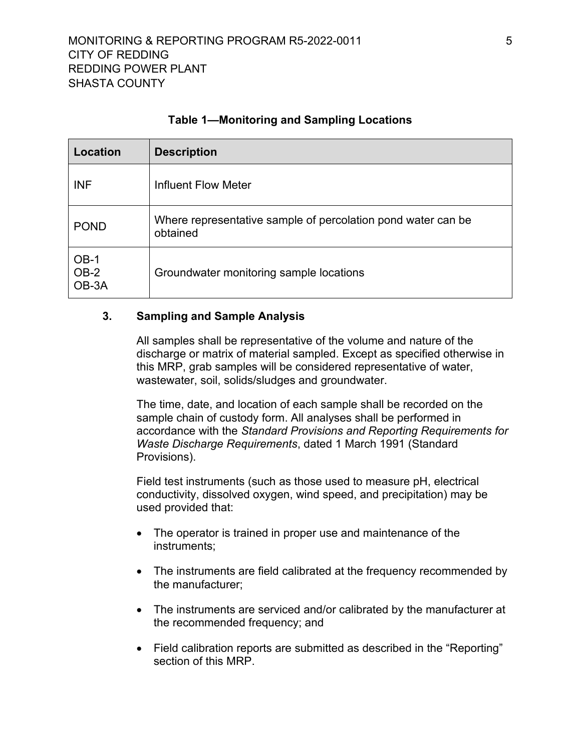**Table 1—Monitoring and Sampling Locations**

| Location | Description |
|---|---|
| INF | Influent Flow Meter |
| POND | Where representative sample of percolation pond water can be obtained |
| OB-1<br>OB-2<br>OB-3A | Groundwater monitoring sample locations |

### 3. Sampling and Sample Analysis

All samples shall be representative of the volume and nature of the discharge or matrix of material sampled. Except as specified otherwise in this MRP, grab samples will be considered representative of water, wastewater, soil, solids/sludges and groundwater.

The time, date, and location of each sample shall be recorded on the sample chain of custody form. All analyses shall be performed in accordance with the *Standard Provisions and Reporting Requirements for Waste Discharge Requirements*, dated 1 March 1991 (Standard Provisions).

Field test instruments (such as those used to measure pH, electrical conductivity, dissolved oxygen, wind speed, and precipitation) may be used provided that:

- The operator is trained in proper use and maintenance of the instruments;
- The instruments are field calibrated at the frequency recommended by the manufacturer;
- The instruments are serviced and/or calibrated by the manufacturer at the recommended frequency; and
- Field calibration reports are submitted as described in the "Reporting" section of this MRP.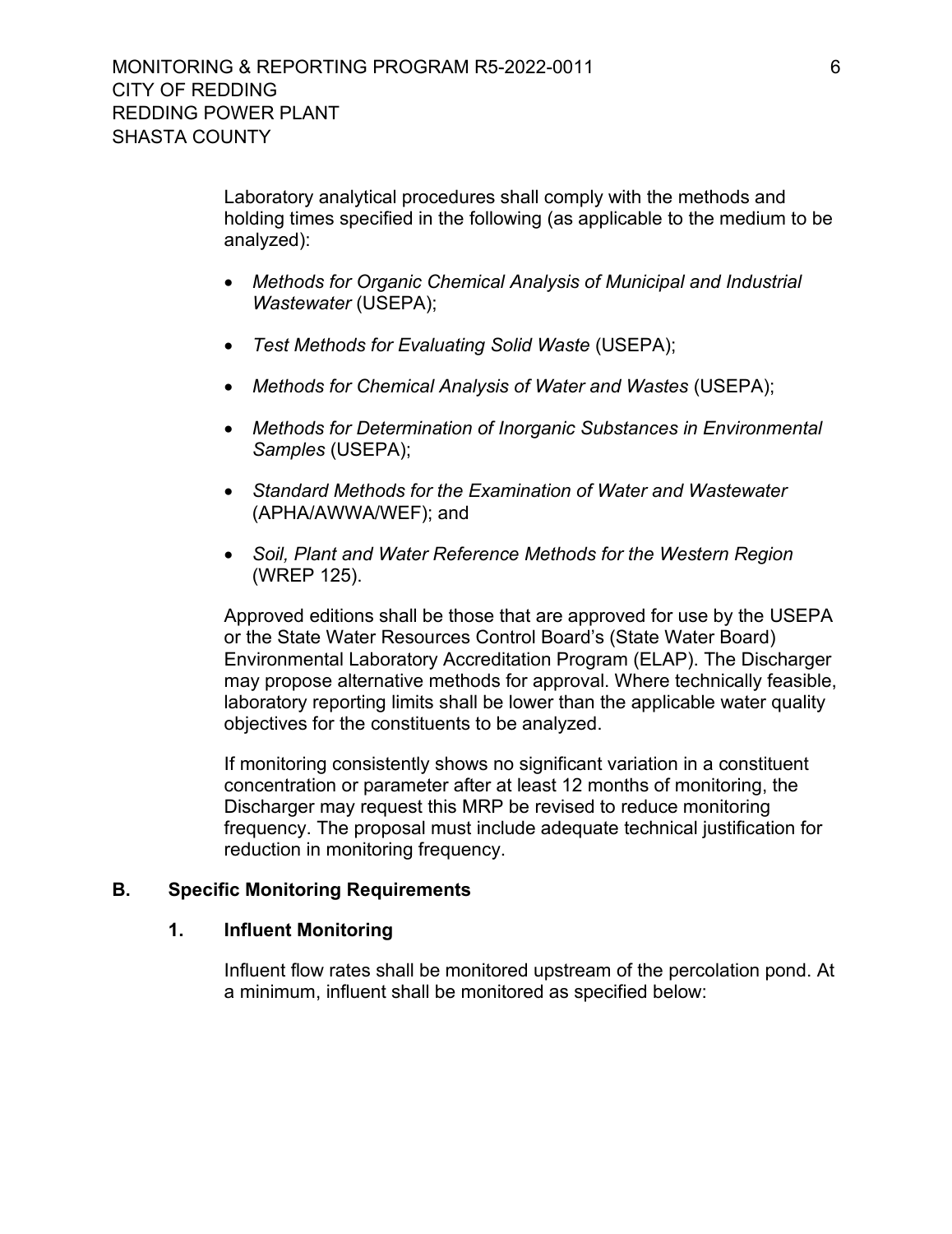Laboratory analytical procedures shall comply with the methods and holding times specified in the following (as applicable to the medium to be analyzed):

- *Methods for Organic Chemical Analysis of Municipal and Industrial Wastewater* (USEPA);
- *Test Methods for Evaluating Solid Waste* (USEPA);
- *Methods for Chemical Analysis of Water and Wastes* (USEPA);
- *Methods for Determination of Inorganic Substances in Environmental Samples* (USEPA);
- *Standard Methods for the Examination of Water and Wastewater* (APHA/AWWA/WEF); and
- *Soil, Plant and Water Reference Methods for the Western Region* (WREP 125).

Approved editions shall be those that are approved for use by the USEPA or the State Water Resources Control Board's (State Water Board) Environmental Laboratory Accreditation Program (ELAP). The Discharger may propose alternative methods for approval. Where technically feasible, laboratory reporting limits shall be lower than the applicable water quality objectives for the constituents to be analyzed.

If monitoring consistently shows no significant variation in a constituent concentration or parameter after at least 12 months of monitoring, the Discharger may request this MRP be revised to reduce monitoring frequency. The proposal must include adequate technical justification for reduction in monitoring frequency.

## B. Specific Monitoring Requirements

### 1. Influent Monitoring

Influent flow rates shall be monitored upstream of the percolation pond. At a minimum, influent shall be monitored as specified below: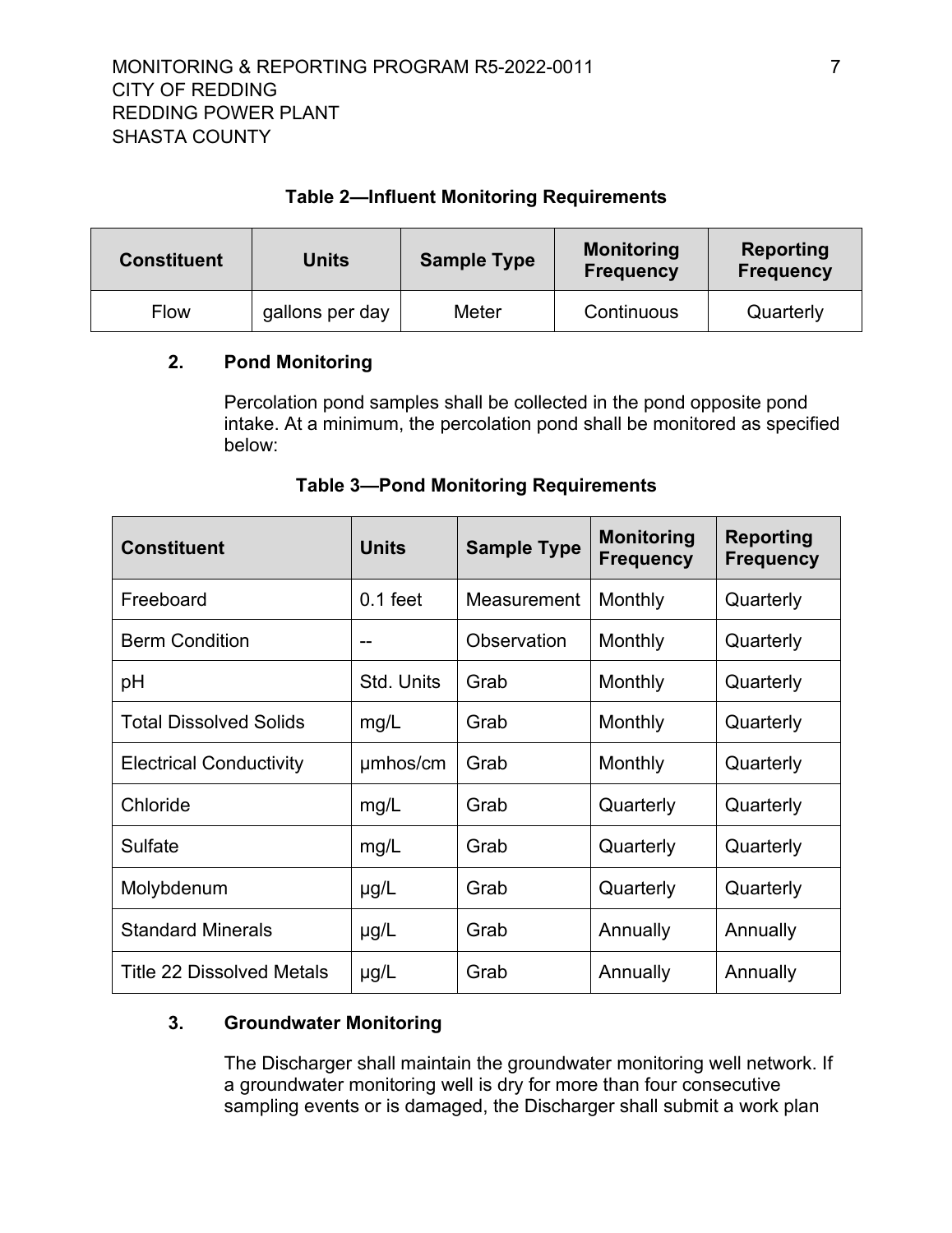**Table 2—Influent Monitoring Requirements**

| Constituent | Units | Sample Type | Monitoring Frequency | Reporting Frequency |
|---|---|---|---|---|
| Flow | gallons per day | Meter | Continuous | Quarterly |

### 2. Pond Monitoring

Percolation pond samples shall be collected in the pond opposite pond intake. At a minimum, the percolation pond shall be monitored as specified below:

**Table 3—Pond Monitoring Requirements**

| Constituent | Units | Sample Type | Monitoring Frequency | Reporting Frequency |
|---|---|---|---|---|
| Freeboard | 0.1 feet | Measurement | Monthly | Quarterly |
| Berm Condition | -- | Observation | Monthly | Quarterly |
| pH | Std. Units | Grab | Monthly | Quarterly |
| Total Dissolved Solids | mg/L | Grab | Monthly | Quarterly |
| Electrical Conductivity | µmhos/cm | Grab | Monthly | Quarterly |
| Chloride | mg/L | Grab | Quarterly | Quarterly |
| Sulfate | mg/L | Grab | Quarterly | Quarterly |
| Molybdenum | µg/L | Grab | Quarterly | Quarterly |
| Standard Minerals | µg/L | Grab | Annually | Annually |
| Title 22 Dissolved Metals | µg/L | Grab | Annually | Annually |

### 3. Groundwater Monitoring

The Discharger shall maintain the groundwater monitoring well network. If a groundwater monitoring well is dry for more than four consecutive sampling events or is damaged, the Discharger shall submit a work plan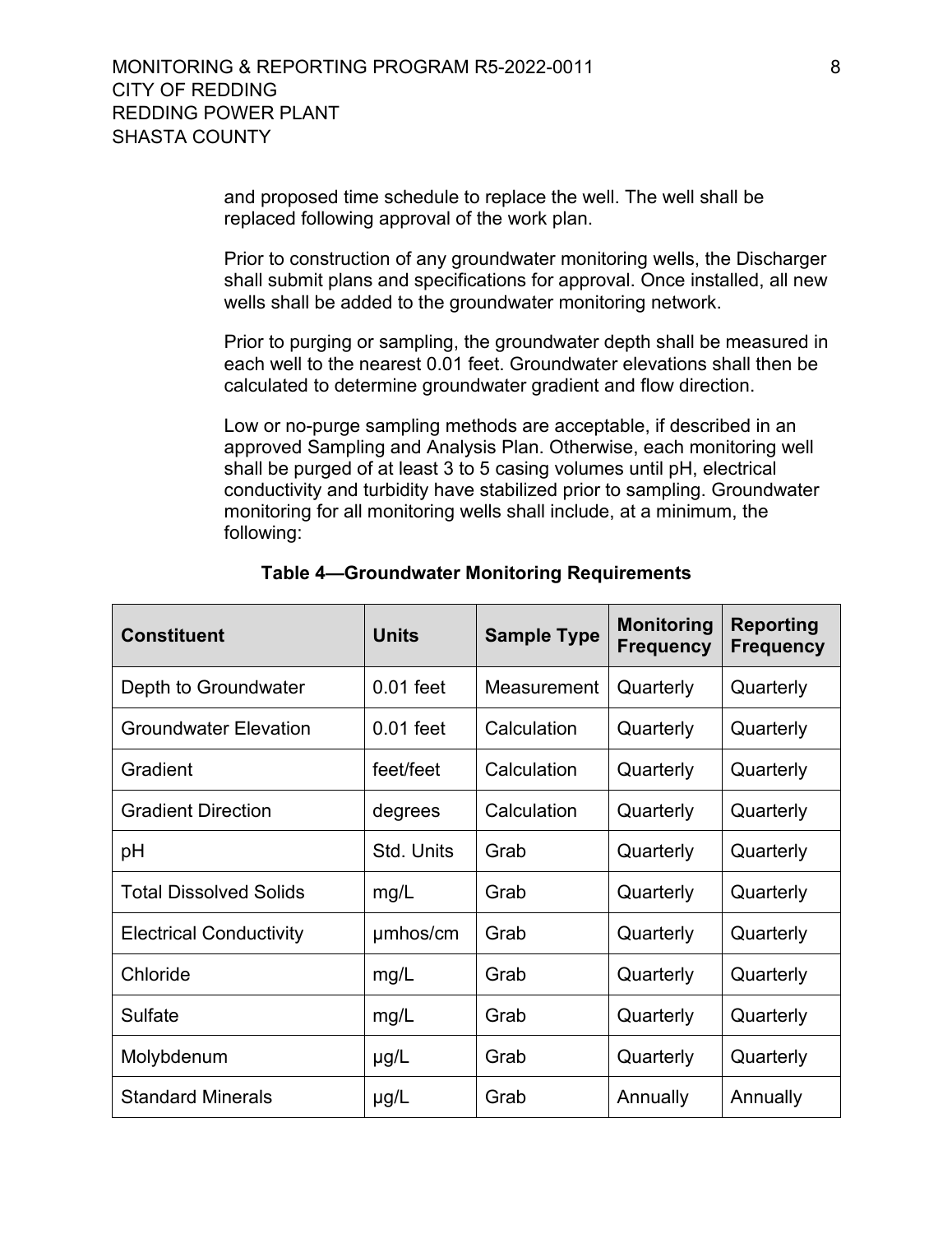and proposed time schedule to replace the well. The well shall be replaced following approval of the work plan.

Prior to construction of any groundwater monitoring wells, the Discharger shall submit plans and specifications for approval. Once installed, all new wells shall be added to the groundwater monitoring network.

Prior to purging or sampling, the groundwater depth shall be measured in each well to the nearest 0.01 feet. Groundwater elevations shall then be calculated to determine groundwater gradient and flow direction.

Low or no-purge sampling methods are acceptable, if described in an approved Sampling and Analysis Plan. Otherwise, each monitoring well shall be purged of at least 3 to 5 casing volumes until pH, electrical conductivity and turbidity have stabilized prior to sampling. Groundwater monitoring for all monitoring wells shall include, at a minimum, the following:

**Table 4—Groundwater Monitoring Requirements**

| Constituent | Units | Sample Type | Monitoring Frequency | Reporting Frequency |
|---|---|---|---|---|
| Depth to Groundwater | 0.01 feet | Measurement | Quarterly | Quarterly |
| Groundwater Elevation | 0.01 feet | Calculation | Quarterly | Quarterly |
| Gradient | feet/feet | Calculation | Quarterly | Quarterly |
| Gradient Direction | degrees | Calculation | Quarterly | Quarterly |
| pH | Std. Units | Grab | Quarterly | Quarterly |
| Total Dissolved Solids | mg/L | Grab | Quarterly | Quarterly |
| Electrical Conductivity | µmhos/cm | Grab | Quarterly | Quarterly |
| Chloride | mg/L | Grab | Quarterly | Quarterly |
| Sulfate | mg/L | Grab | Quarterly | Quarterly |
| Molybdenum | µg/L | Grab | Quarterly | Quarterly |
| Standard Minerals | µg/L | Grab | Annually | Annually |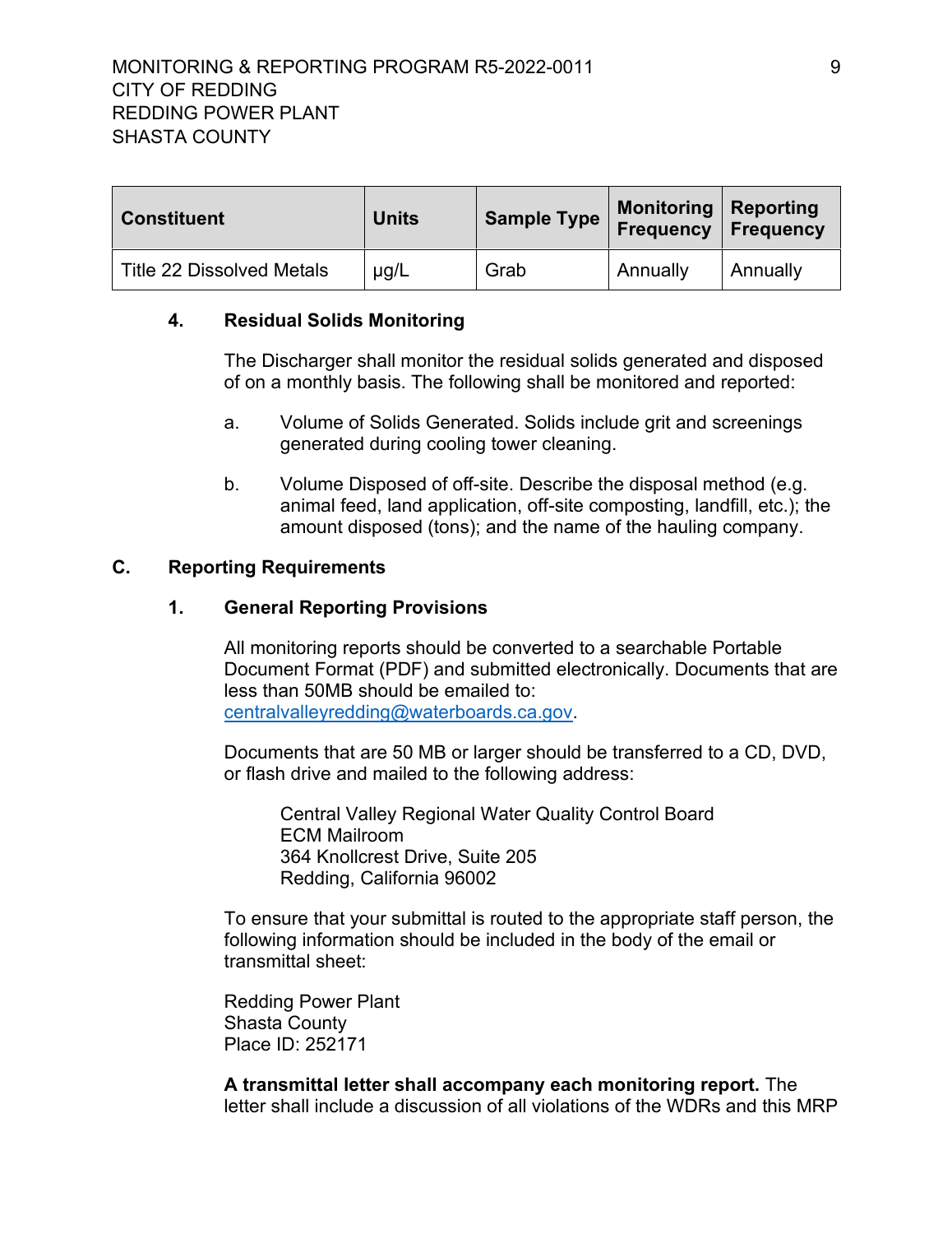| Constituent | Units | Sample Type | Monitoring Frequency | Reporting Frequency |
|---|---|---|---|---|
| Title 22 Dissolved Metals | μg/L | Grab | Annually | Annually |

### 4. Residual Solids Monitoring

The Discharger shall monitor the residual solids generated and disposed of on a monthly basis. The following shall be monitored and reported:

a. Volume of Solids Generated. Solids include grit and screenings generated during cooling tower cleaning.

b. Volume Disposed of off-site. Describe the disposal method (e.g. animal feed, land application, off-site composting, landfill, etc.); the amount disposed (tons); and the name of the hauling company.

## C. Reporting Requirements

### 1. General Reporting Provisions

All monitoring reports should be converted to a searchable Portable Document Format (PDF) and submitted electronically. Documents that are less than 50MB should be emailed to: centralvalleyredding@waterboards.ca.gov.

Documents that are 50 MB or larger should be transferred to a CD, DVD, or flash drive and mailed to the following address:

Central Valley Regional Water Quality Control Board
ECM Mailroom
364 Knollcrest Drive, Suite 205
Redding, California 96002

To ensure that your submittal is routed to the appropriate staff person, the following information should be included in the body of the email or transmittal sheet:

Redding Power Plant
Shasta County
Place ID: 252171

**A transmittal letter shall accompany each monitoring report.** The letter shall include a discussion of all violations of the WDRs and this MRP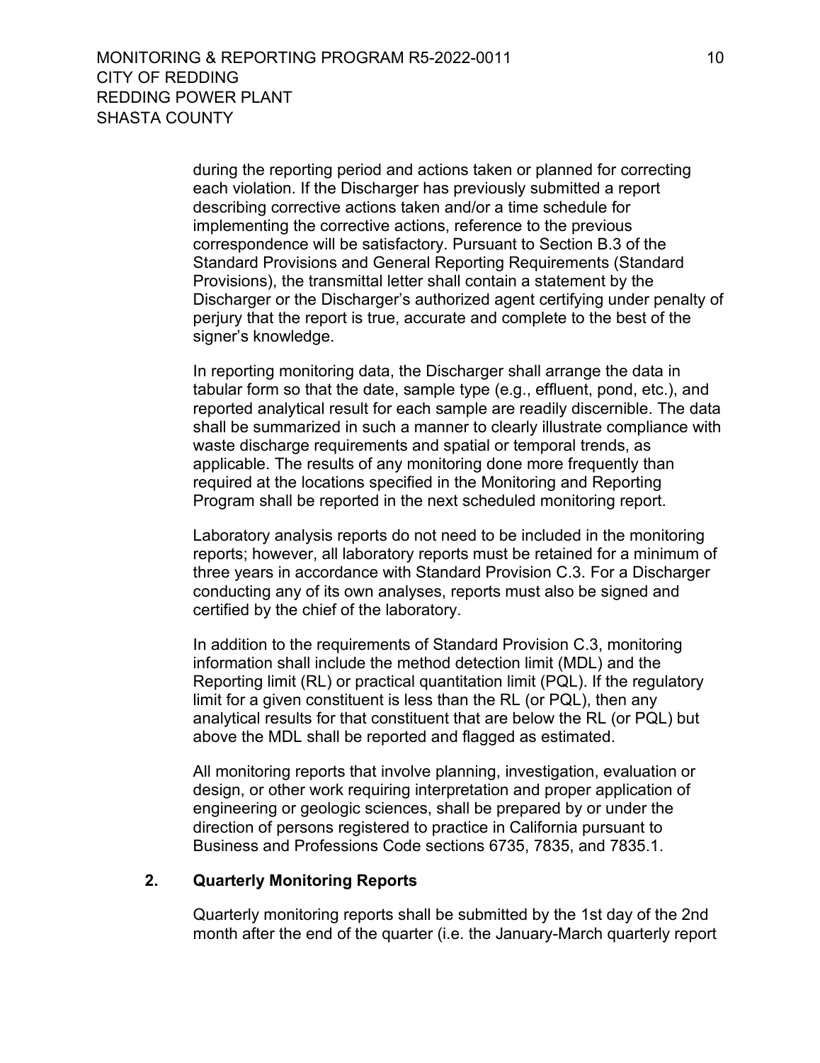during the reporting period and actions taken or planned for correcting each violation. If the Discharger has previously submitted a report describing corrective actions taken and/or a time schedule for implementing the corrective actions, reference to the previous correspondence will be satisfactory. Pursuant to Section B.3 of the Standard Provisions and General Reporting Requirements (Standard Provisions), the transmittal letter shall contain a statement by the Discharger or the Discharger's authorized agent certifying under penalty of perjury that the report is true, accurate and complete to the best of the signer's knowledge.

In reporting monitoring data, the Discharger shall arrange the data in tabular form so that the date, sample type (e.g., effluent, pond, etc.), and reported analytical result for each sample are readily discernible. The data shall be summarized in such a manner to clearly illustrate compliance with waste discharge requirements and spatial or temporal trends, as applicable. The results of any monitoring done more frequently than required at the locations specified in the Monitoring and Reporting Program shall be reported in the next scheduled monitoring report.

Laboratory analysis reports do not need to be included in the monitoring reports; however, all laboratory reports must be retained for a minimum of three years in accordance with Standard Provision C.3. For a Discharger conducting any of its own analyses, reports must also be signed and certified by the chief of the laboratory.

In addition to the requirements of Standard Provision C.3, monitoring information shall include the method detection limit (MDL) and the Reporting limit (RL) or practical quantitation limit (PQL). If the regulatory limit for a given constituent is less than the RL (or PQL), then any analytical results for that constituent that are below the RL (or PQL) but above the MDL shall be reported and flagged as estimated.

All monitoring reports that involve planning, investigation, evaluation or design, or other work requiring interpretation and proper application of engineering or geologic sciences, shall be prepared by or under the direction of persons registered to practice in California pursuant to Business and Professions Code sections 6735, 7835, and 7835.1.

**2. Quarterly Monitoring Reports**

Quarterly monitoring reports shall be submitted by the 1st day of the 2nd month after the end of the quarter (i.e. the January-March quarterly report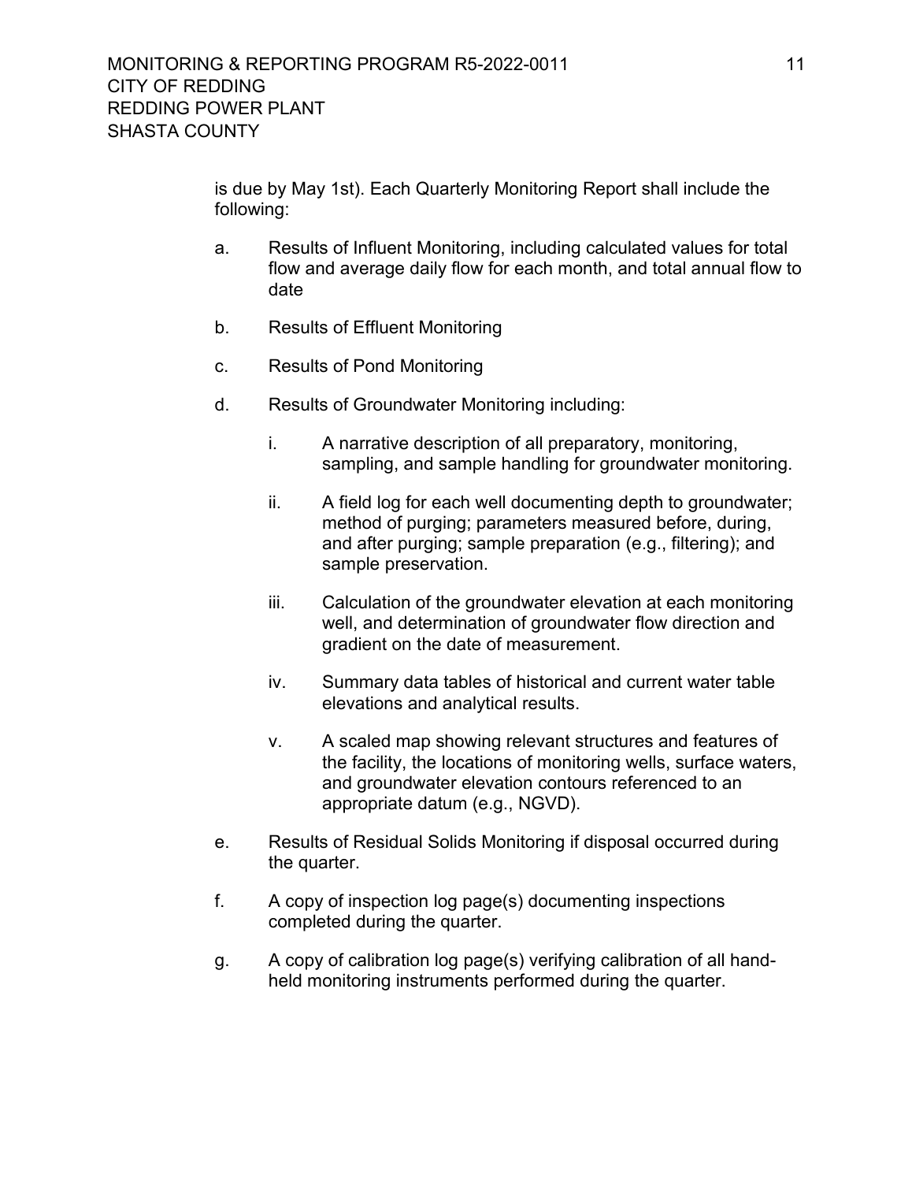is due by May 1st). Each Quarterly Monitoring Report shall include the following:

a. Results of Influent Monitoring, including calculated values for total flow and average daily flow for each month, and total annual flow to date

b. Results of Effluent Monitoring

c. Results of Pond Monitoring

d. Results of Groundwater Monitoring including:

   i. A narrative description of all preparatory, monitoring, sampling, and sample handling for groundwater monitoring.

   ii. A field log for each well documenting depth to groundwater; method of purging; parameters measured before, during, and after purging; sample preparation (e.g., filtering); and sample preservation.

   iii. Calculation of the groundwater elevation at each monitoring well, and determination of groundwater flow direction and gradient on the date of measurement.

   iv. Summary data tables of historical and current water table elevations and analytical results.

   v. A scaled map showing relevant structures and features of the facility, the locations of monitoring wells, surface waters, and groundwater elevation contours referenced to an appropriate datum (e.g., NGVD).

e. Results of Residual Solids Monitoring if disposal occurred during the quarter.

f. A copy of inspection log page(s) documenting inspections completed during the quarter.

g. A copy of calibration log page(s) verifying calibration of all hand-held monitoring instruments performed during the quarter.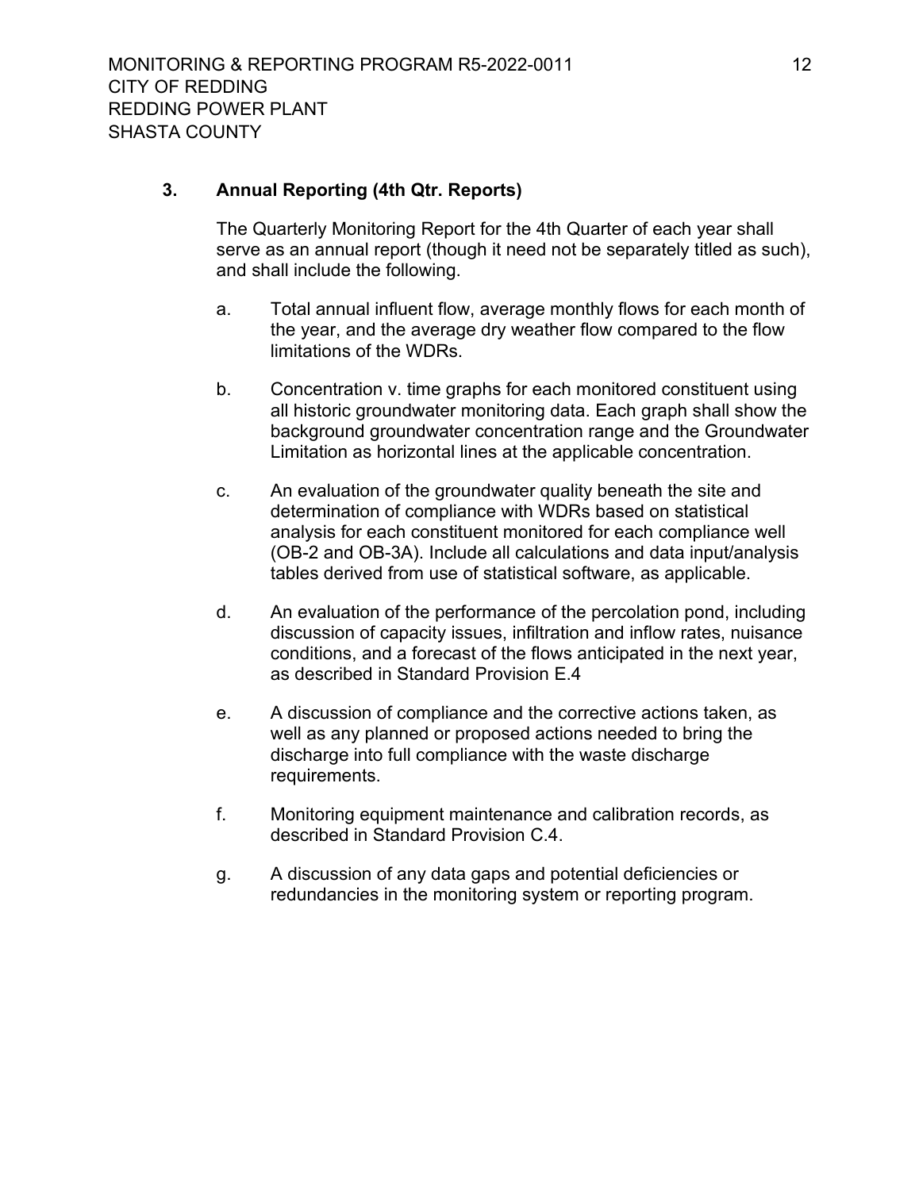### 3. Annual Reporting (4th Qtr. Reports)

The Quarterly Monitoring Report for the 4th Quarter of each year shall serve as an annual report (though it need not be separately titled as such), and shall include the following.

a. Total annual influent flow, average monthly flows for each month of the year, and the average dry weather flow compared to the flow limitations of the WDRs.

b. Concentration v. time graphs for each monitored constituent using all historic groundwater monitoring data. Each graph shall show the background groundwater concentration range and the Groundwater Limitation as horizontal lines at the applicable concentration.

c. An evaluation of the groundwater quality beneath the site and determination of compliance with WDRs based on statistical analysis for each constituent monitored for each compliance well (OB-2 and OB-3A). Include all calculations and data input/analysis tables derived from use of statistical software, as applicable.

d. An evaluation of the performance of the percolation pond, including discussion of capacity issues, infiltration and inflow rates, nuisance conditions, and a forecast of the flows anticipated in the next year, as described in Standard Provision E.4

e. A discussion of compliance and the corrective actions taken, as well as any planned or proposed actions needed to bring the discharge into full compliance with the waste discharge requirements.

f. Monitoring equipment maintenance and calibration records, as described in Standard Provision C.4.

g. A discussion of any data gaps and potential deficiencies or redundancies in the monitoring system or reporting program.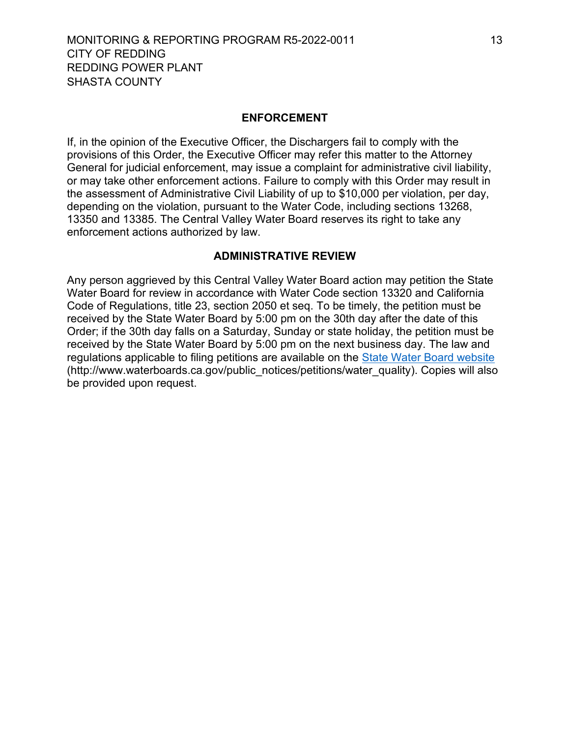## ENFORCEMENT

If, in the opinion of the Executive Officer, the Dischargers fail to comply with the provisions of this Order, the Executive Officer may refer this matter to the Attorney General for judicial enforcement, may issue a complaint for administrative civil liability, or may take other enforcement actions. Failure to comply with this Order may result in the assessment of Administrative Civil Liability of up to $10,000 per violation, per day, depending on the violation, pursuant to the Water Code, including sections 13268, 13350 and 13385. The Central Valley Water Board reserves its right to take any enforcement actions authorized by law.

## ADMINISTRATIVE REVIEW

Any person aggrieved by this Central Valley Water Board action may petition the State Water Board for review in accordance with Water Code section 13320 and California Code of Regulations, title 23, section 2050 et seq. To be timely, the petition must be received by the State Water Board by 5:00 pm on the 30th day after the date of this Order; if the 30th day falls on a Saturday, Sunday or state holiday, the petition must be received by the State Water Board by 5:00 pm on the next business day. The law and regulations applicable to filing petitions are available on the [State Water Board website](http://www.waterboards.ca.gov/public_notices/petitions/water_quality) (http://www.waterboards.ca.gov/public_notices/petitions/water_quality). Copies will also be provided upon request.